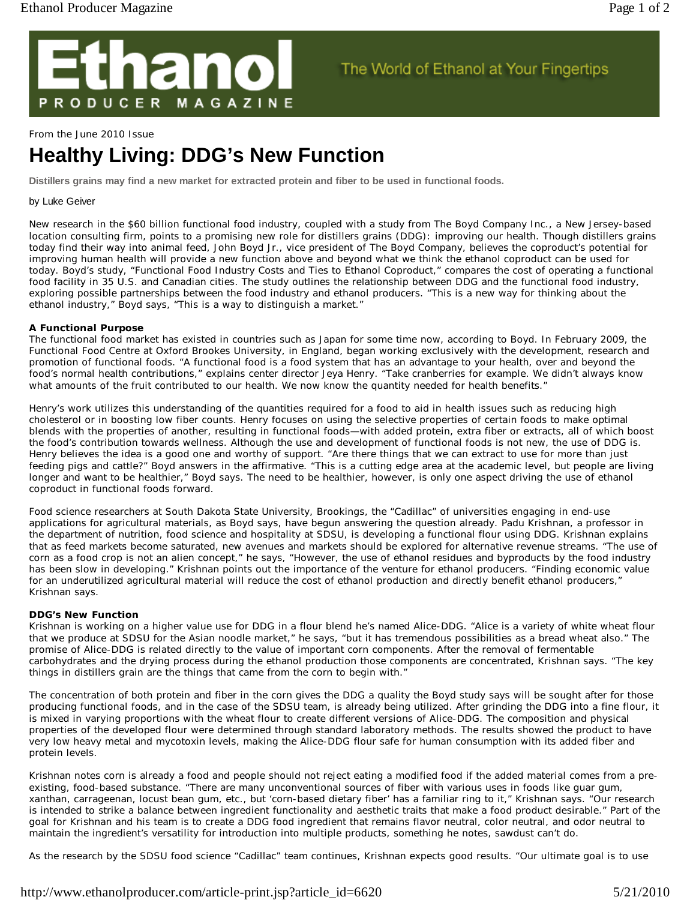From the June 2010 Issue

# Healthy Living: DDG's New Function

**Distillers grains may find a new market for extracted protein and fiber to be used in functional foods.**

by Luke Geiver

New research in the $60 billion functional food industry, coupled with a study from The Boyd Company Inc., a New Jersey-based location consulting firm, points to a promising new role for distillers grains (DDG): improving our health. Though distillers grains today find their way into animal feed, John Boyd Jr., vice president of The Boyd Company, believes the coproduct's potential for improving human health will provide a new function above and beyond what we think the ethanol coproduct can be used for today. Boyd's study, "Functional Food Industry Costs and Ties to Ethanol Coproduct," compares the cost of operating a functional food facility in 35 U.S. and Canadian cities. The study outlines the relationship between DDG and the functional food industry, exploring possible partnerships between the food industry and ethanol producers. "This is a new way for thinking about the ethanol industry," Boyd says, "This is a way to distinguish a market."

**A Functional Purpose**

The functional food market has existed in countries such as Japan for some time now, according to Boyd. In February 2009, the Functional Food Centre at Oxford Brookes University, in England, began working exclusively with the development, research and promotion of functional foods. "A functional food is a food system that has an advantage to your health, over and beyond the food's normal health contributions," explains center director Jeya Henry. "Take cranberries for example. We didn't always know what amounts of the fruit contributed to our health. We now know the quantity needed for health benefits."

Henry's work utilizes this understanding of the quantities required for a food to aid in health issues such as reducing high cholesterol or in boosting low fiber counts. Henry focuses on using the selective properties of certain foods to make optimal blends with the properties of another, resulting in functional foods—with added protein, extra fiber or extracts, all of which boost the food's contribution towards wellness. Although the use and development of functional foods is not new, the use of DDG is. Henry believes the idea is a good one and worthy of support. "Are there things that we can extract to use for more than just feeding pigs and cattle?" Boyd answers in the affirmative. "This is a cutting edge area at the academic level, but people are living longer and want to be healthier," Boyd says. The need to be healthier, however, is only one aspect driving the use of ethanol coproduct in functional foods forward.

Food science researchers at South Dakota State University, Brookings, the "Cadillac" of universities engaging in end-use applications for agricultural materials, as Boyd says, have begun answering the question already. Padu Krishnan, a professor in the department of nutrition, food science and hospitality at SDSU, is developing a functional flour using DDG. Krishnan explains that as feed markets become saturated, new avenues and markets should be explored for alternative revenue streams. "The use of corn as a food crop is not an alien concept," he says, "However, the use of ethanol residues and byproducts by the food industry has been slow in developing." Krishnan points out the importance of the venture for ethanol producers. "Finding economic value for an underutilized agricultural material will reduce the cost of ethanol production and directly benefit ethanol producers," Krishnan says.

**DDG's New Function**

Krishnan is working on a higher value use for DDG in a flour blend he's named Alice-DDG. "Alice is a variety of white wheat flour that we produce at SDSU for the Asian noodle market," he says, "but it has tremendous possibilities as a bread wheat also." The promise of Alice-DDG is related directly to the value of important corn components. After the removal of fermentable carbohydrates and the drying process during the ethanol production those components are concentrated, Krishnan says. "The key things in distillers grain are the things that came from the corn to begin with."

The concentration of both protein and fiber in the corn gives the DDG a quality the Boyd study says will be sought after for those producing functional foods, and in the case of the SDSU team, is already being utilized. After grinding the DDG into a fine flour, it is mixed in varying proportions with the wheat flour to create different versions of Alice-DDG. The composition and physical properties of the developed flour were determined through standard laboratory methods. The results showed the product to have very low heavy metal and mycotoxin levels, making the Alice-DDG flour safe for human consumption with its added fiber and protein levels.

Krishnan notes corn is already a food and people should not reject eating a modified food if the added material comes from a pre-existing, food-based substance. "There are many unconventional sources of fiber with various uses in foods like guar gum, xanthan, carrageenan, locust bean gum, etc., but 'corn-based dietary fiber' has a familiar ring to it," Krishnan says. "Our research is intended to strike a balance between ingredient functionality and aesthetic traits that make a food product desirable." Part of the goal for Krishnan and his team is to create a DDG food ingredient that remains flavor neutral, color neutral, and odor neutral to maintain the ingredient's versatility for introduction into multiple products, something he notes, sawdust can't do.

As the research by the SDSU food science "Cadillac" team continues, Krishnan expects good results. "Our ultimate goal is to use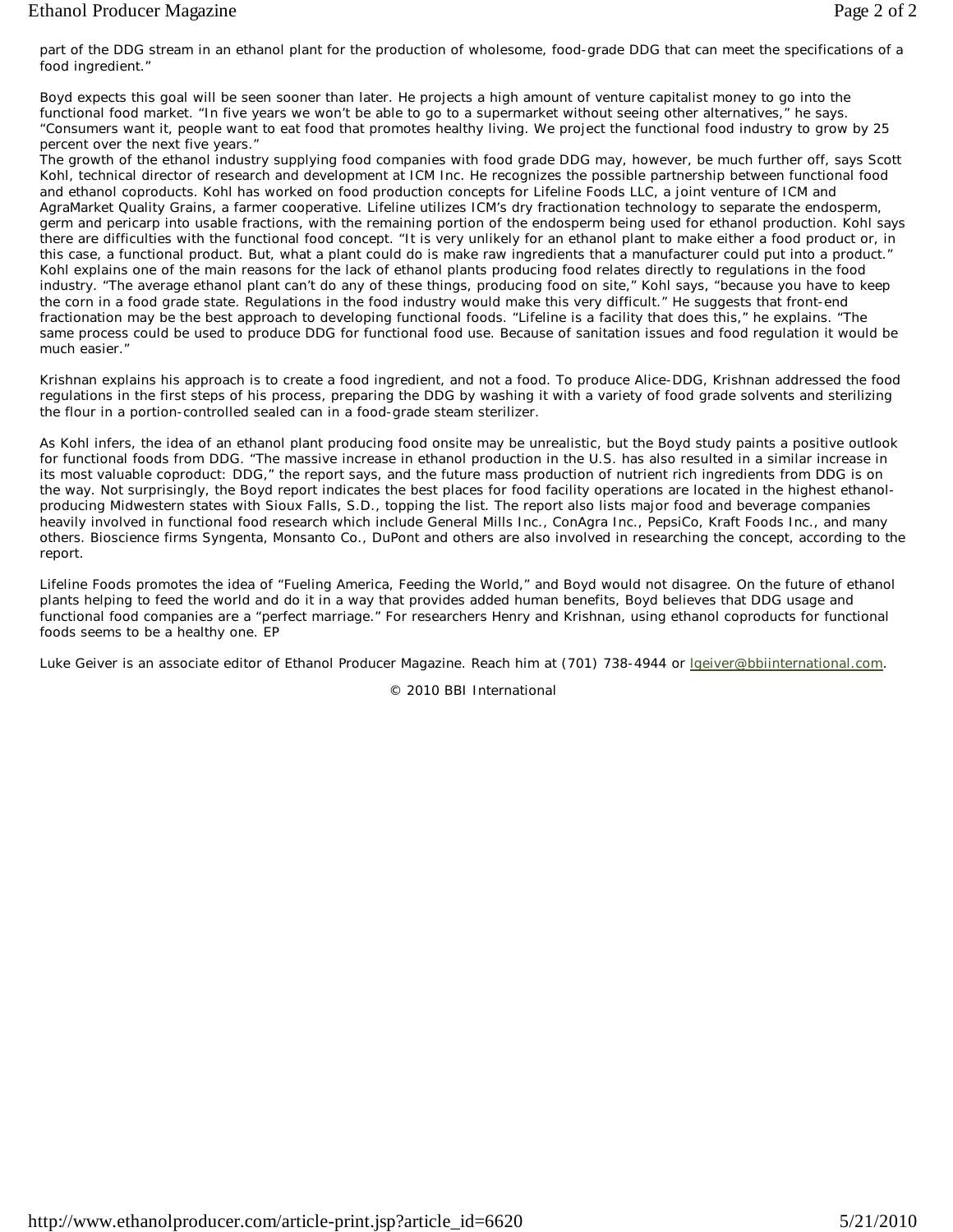part of the DDG stream in an ethanol plant for the production of wholesome, food-grade DDG that can meet the specifications of a food ingredient."

Boyd expects this goal will be seen sooner than later. He projects a high amount of venture capitalist money to go into the functional food market. "In five years we won't be able to go to a supermarket without seeing other alternatives," he says. "Consumers want it, people want to eat food that promotes healthy living. We project the functional food industry to grow by 25 percent over the next five years."

The growth of the ethanol industry supplying food companies with food grade DDG may, however, be much further off, says Scott Kohl, technical director of research and development at ICM Inc. He recognizes the possible partnership between functional food and ethanol coproducts. Kohl has worked on food production concepts for Lifeline Foods LLC, a joint venture of ICM and AgraMarket Quality Grains, a farmer cooperative. Lifeline utilizes ICM's dry fractionation technology to separate the endosperm, germ and pericarp into usable fractions, with the remaining portion of the endosperm being used for ethanol production. Kohl says there are difficulties with the functional food concept. "It is very unlikely for an ethanol plant to make either a food product or, in this case, a functional product. But, what a plant could do is make raw ingredients that a manufacturer could put into a product." Kohl explains one of the main reasons for the lack of ethanol plants producing food relates directly to regulations in the food industry. "The average ethanol plant can't do any of these things, producing food on site," Kohl says, "because you have to keep the corn in a food grade state. Regulations in the food industry would make this very difficult." He suggests that front-end fractionation may be the best approach to developing functional foods. "Lifeline is a facility that does this," he explains. "The same process could be used to produce DDG for functional food use. Because of sanitation issues and food regulation it would be much easier."

Krishnan explains his approach is to create a food ingredient, and not a food. To produce Alice-DDG, Krishnan addressed the food regulations in the first steps of his process, preparing the DDG by washing it with a variety of food grade solvents and sterilizing the flour in a portion-controlled sealed can in a food-grade steam sterilizer.

As Kohl infers, the idea of an ethanol plant producing food onsite may be unrealistic, but the Boyd study paints a positive outlook for functional foods from DDG. "The massive increase in ethanol production in the U.S. has also resulted in a similar increase in its most valuable coproduct: DDG," the report says, and the future mass production of nutrient rich ingredients from DDG is on the way. Not surprisingly, the Boyd report indicates the best places for food facility operations are located in the highest ethanol-producing Midwestern states with Sioux Falls, S.D., topping the list. The report also lists major food and beverage companies heavily involved in functional food research which include General Mills Inc., ConAgra Inc., PepsiCo, Kraft Foods Inc., and many others. Bioscience firms Syngenta, Monsanto Co., DuPont and others are also involved in researching the concept, according to the report.

Lifeline Foods promotes the idea of "Fueling America, Feeding the World," and Boyd would not disagree. On the future of ethanol plants helping to feed the world and do it in a way that provides added human benefits, Boyd believes that DDG usage and functional food companies are a "perfect marriage." For researchers Henry and Krishnan, using ethanol coproducts for functional foods seems to be a healthy one. EP

Luke Geiver is an associate editor of Ethanol Producer Magazine. Reach him at (701) 738-4944 or lgeiver@bbiinternational.com.

© 2010 BBI International